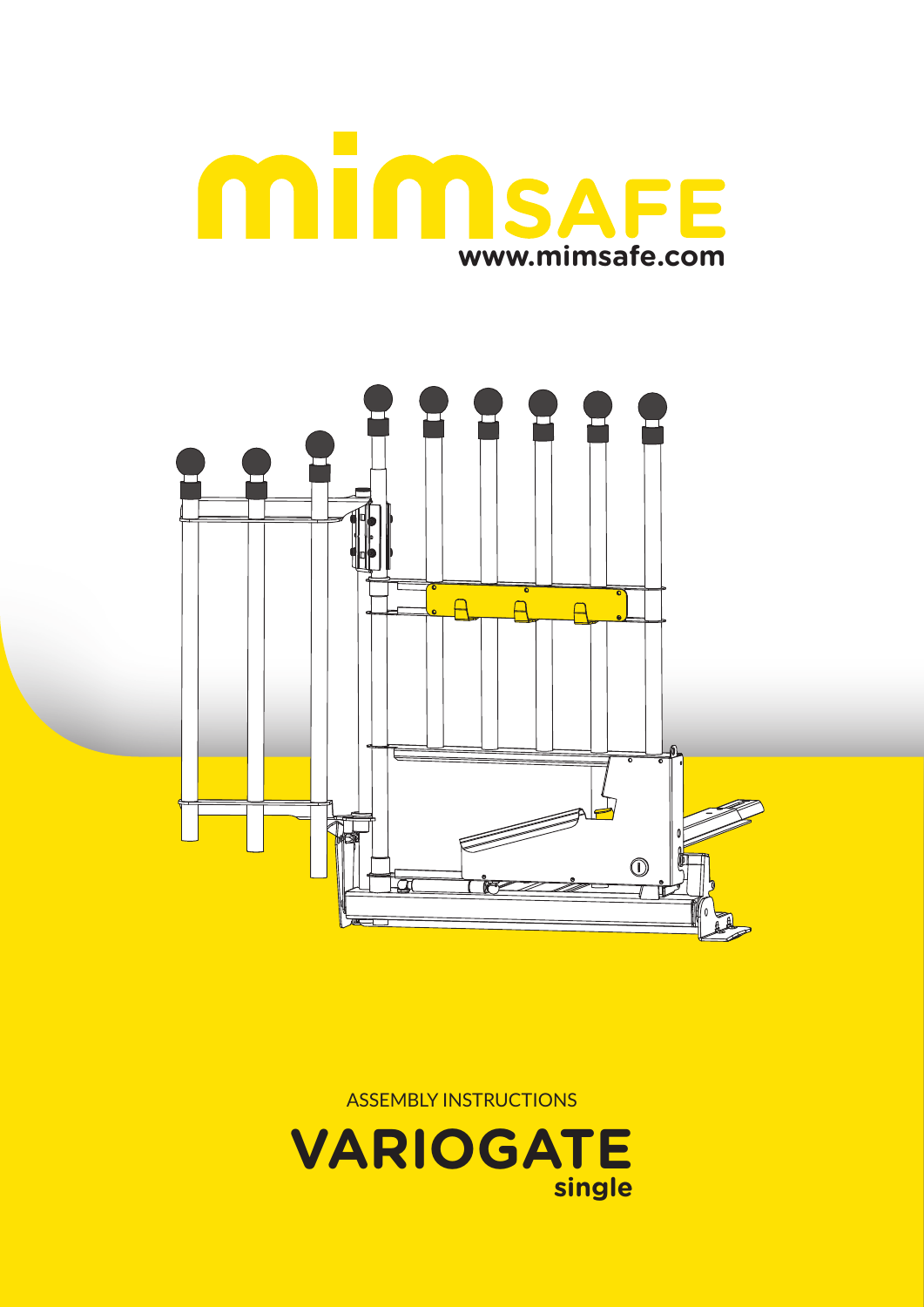# mimSAFE

www.mimsafe.com

ASSEMBLY INSTRUCTIONS

# VARIOGATE

single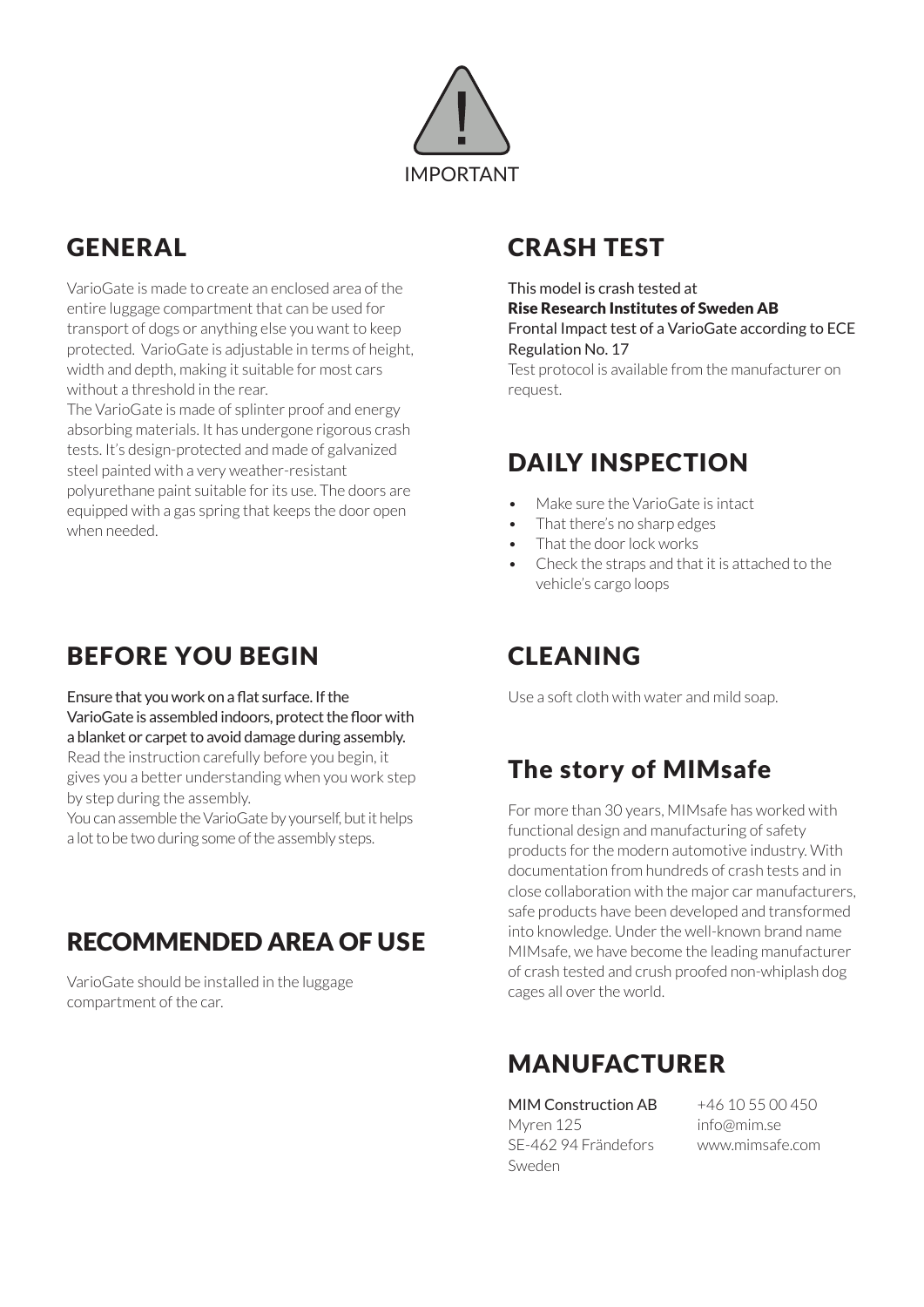IMPORTANT

## GENERAL

VarioGate is made to create an enclosed area of the entire luggage compartment that can be used for transport of dogs or anything else you want to keep protected. VarioGate is adjustable in terms of height, width and depth, making it suitable for most cars without a threshold in the rear.
The VarioGate is made of splinter proof and energy absorbing materials. It has undergone rigorous crash tests. It's design-protected and made of galvanized steel painted with a very weather-resistant polyurethane paint suitable for its use. The doors are equipped with a gas spring that keeps the door open when needed.

## BEFORE YOU BEGIN

Ensure that you work on a flat surface. If the VarioGate is assembled indoors, protect the floor with a blanket or carpet to avoid damage during assembly.
Read the instruction carefully before you begin, it gives you a better understanding when you work step by step during the assembly.
You can assemble the VarioGate by yourself, but it helps a lot to be two during some of the assembly steps.

## RECOMMENDED AREA OF USE

VarioGate should be installed in the luggage compartment of the car.

## CRASH TEST

This model is crash tested at
**Rise Research Institutes of Sweden AB**
Frontal Impact test of a VarioGate according to ECE Regulation No. 17
Test protocol is available from the manufacturer on request.

## DAILY INSPECTION

- Make sure the VarioGate is intact
- That there's no sharp edges
- That the door lock works
- Check the straps and that it is attached to the vehicle's cargo loops

## CLEANING

Use a soft cloth with water and mild soap.

## The story of MIMsafe

For more than 30 years, MIMsafe has worked with functional design and manufacturing of safety products for the modern automotive industry. With documentation from hundreds of crash tests and in close collaboration with the major car manufacturers, safe products have been developed and transformed into knowledge. Under the well-known brand name MIMsafe, we have become the leading manufacturer of crash tested and crush proofed non-whiplash dog cages all over the world.

## MANUFACTURER

MIM Construction AB
Myren 125
SE-462 94 Frändefors
Sweden

+46 10 55 00 450
info@mim.se
www.mimsafe.com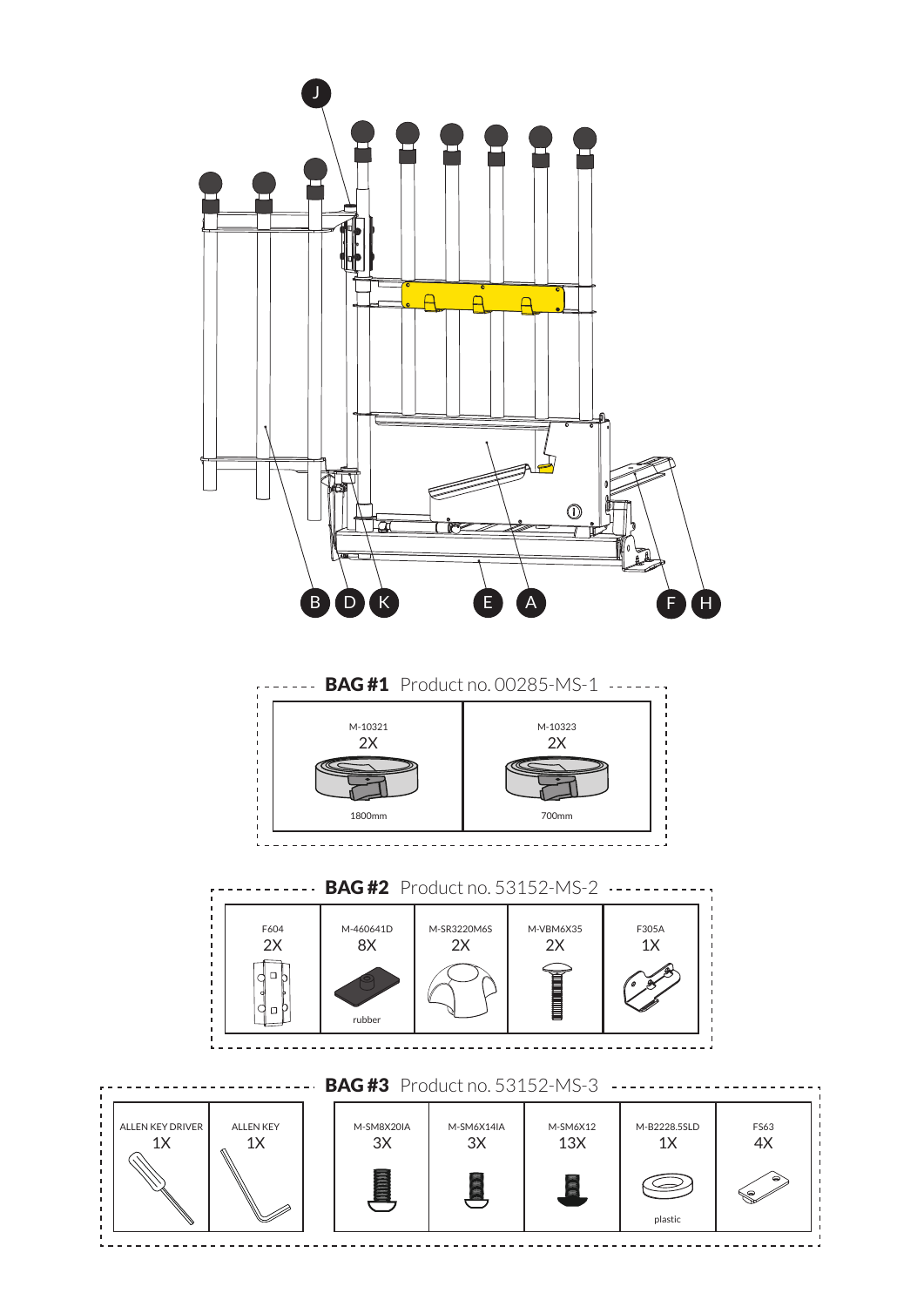J

B D K E A F H

## BAG #1 Product no. 00285-MS-1

| M-10321 | M-10323 |
| --- | --- |
| 2X | 2X |
| 1800mm | 700mm |

## BAG #2 Product no. 53152-MS-2

| F604 | M-460641D | M-SR3220M6S | M-VBM6X35 | F305A |
| --- | --- | --- | --- | --- |
| 2X | 8X | 2X | 2X | 1X |
| | rubber | | | |

## BAG #3 Product no. 53152-MS-3

| ALLEN KEY DRIVER | ALLEN KEY | M-SM8X20IA | M-SM6X14IA | M-SM6X12 | M-B2228.5SLD | FS63 |
| --- | --- | --- | --- | --- | --- | --- |
| 1X | 1X | 3X | 3X | 13X | 1X | 4X |
| | | | | | plastic | |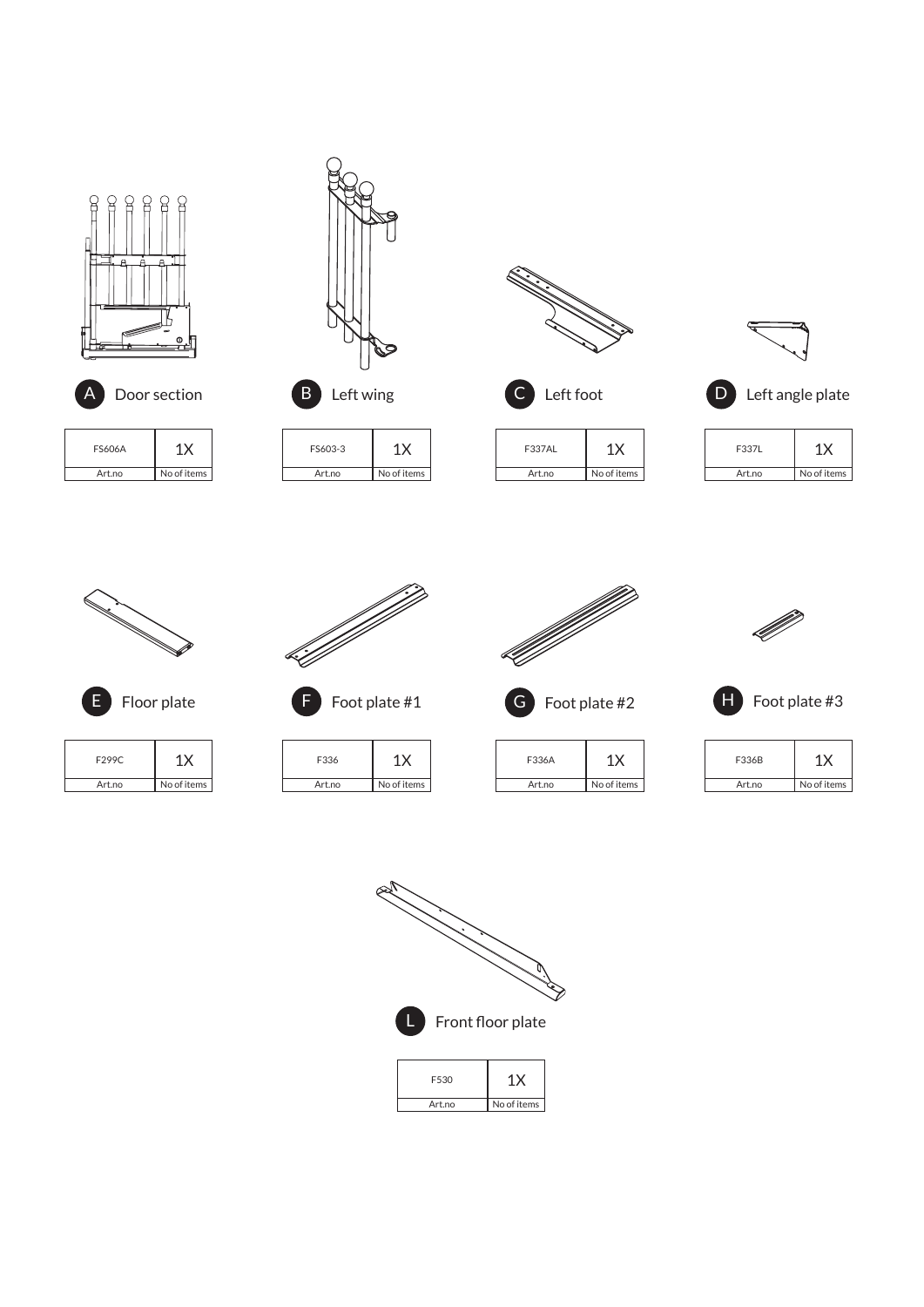**A** Door section

| FS606A | 1X |
| --- | --- |
| Art.no | No of items |

**B** Left wing

| FS603-3 | 1X |
| --- | --- |
| Art.no | No of items |

**C** Left foot

| F337AL | 1X |
| --- | --- |
| Art.no | No of items |

**D** Left angle plate

| F337L | 1X |
| --- | --- |
| Art.no | No of items |

**E** Floor plate

| F299C | 1X |
| --- | --- |
| Art.no | No of items |

**F** Foot plate #1

| F336 | 1X |
| --- | --- |
| Art.no | No of items |

**G** Foot plate #2

| F336A | 1X |
| --- | --- |
| Art.no | No of items |

**H** Foot plate #3

| F336B | 1X |
| --- | --- |
| Art.no | No of items |

**L** Front floor plate

| F530 | 1X |
| --- | --- |
| Art.no | No of items |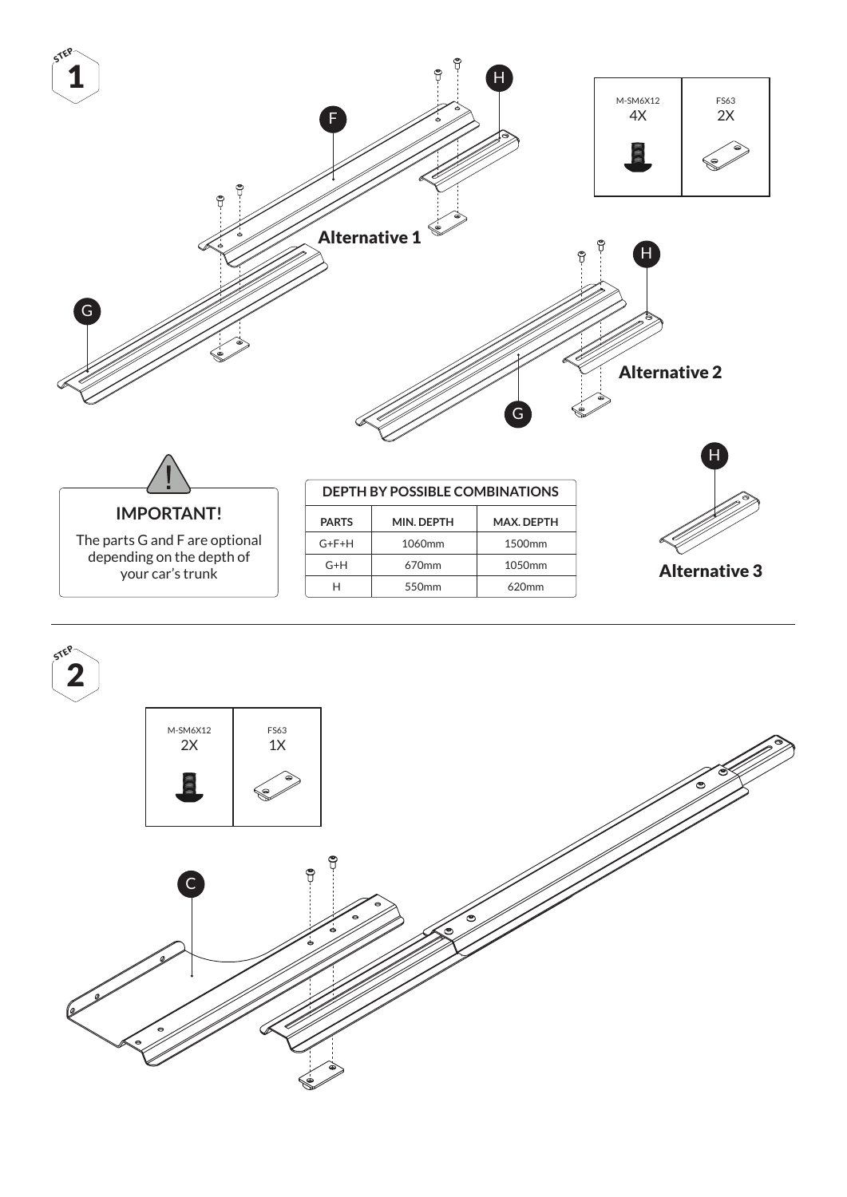## STEP 1

| M-SM6X12 | FS63 |
|---|---|
| 4X | 2X |

F

H

G

**Alternative 1**

**Alternative 2**

**Alternative 3**

**IMPORTANT!**

The parts G and F are optional depending on the depth of your car's trunk

| DEPTH BY POSSIBLE COMBINATIONS | | |
|---|---|---|
| **PARTS** | **MIN. DEPTH** | **MAX. DEPTH** |
| G+F+H | 1060mm | 1500mm |
| G+H | 670mm | 1050mm |
| H | 550mm | 620mm |

## STEP 2

| M-SM6X12 | FS63 |
|---|---|
| 2X | 1X |

C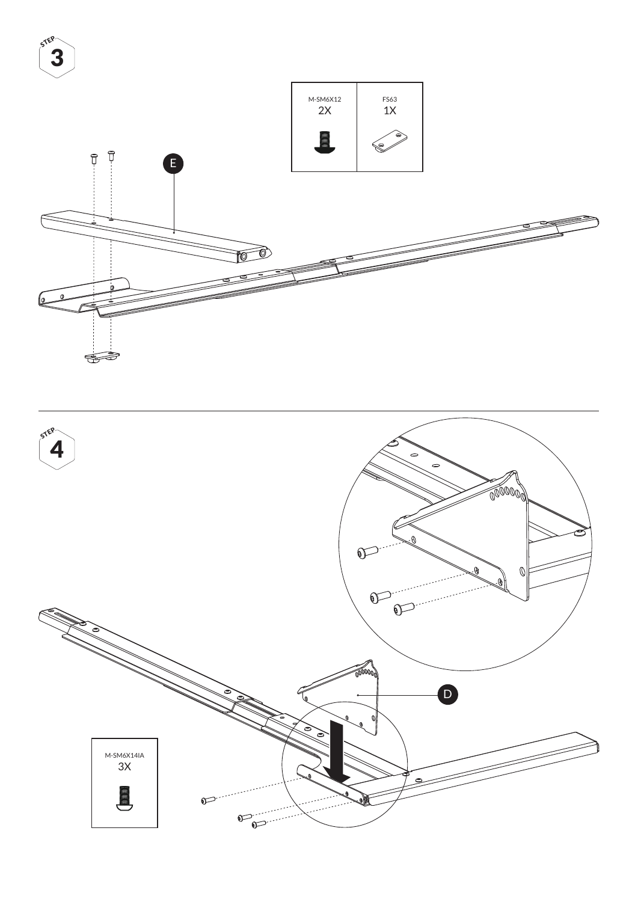## STEP 3

| M-SM6X12 | FS63 |
| --- | --- |
| 2X | 1X |

E

## STEP 4

D

| M-SM6X14IA |
| --- |
| 3X |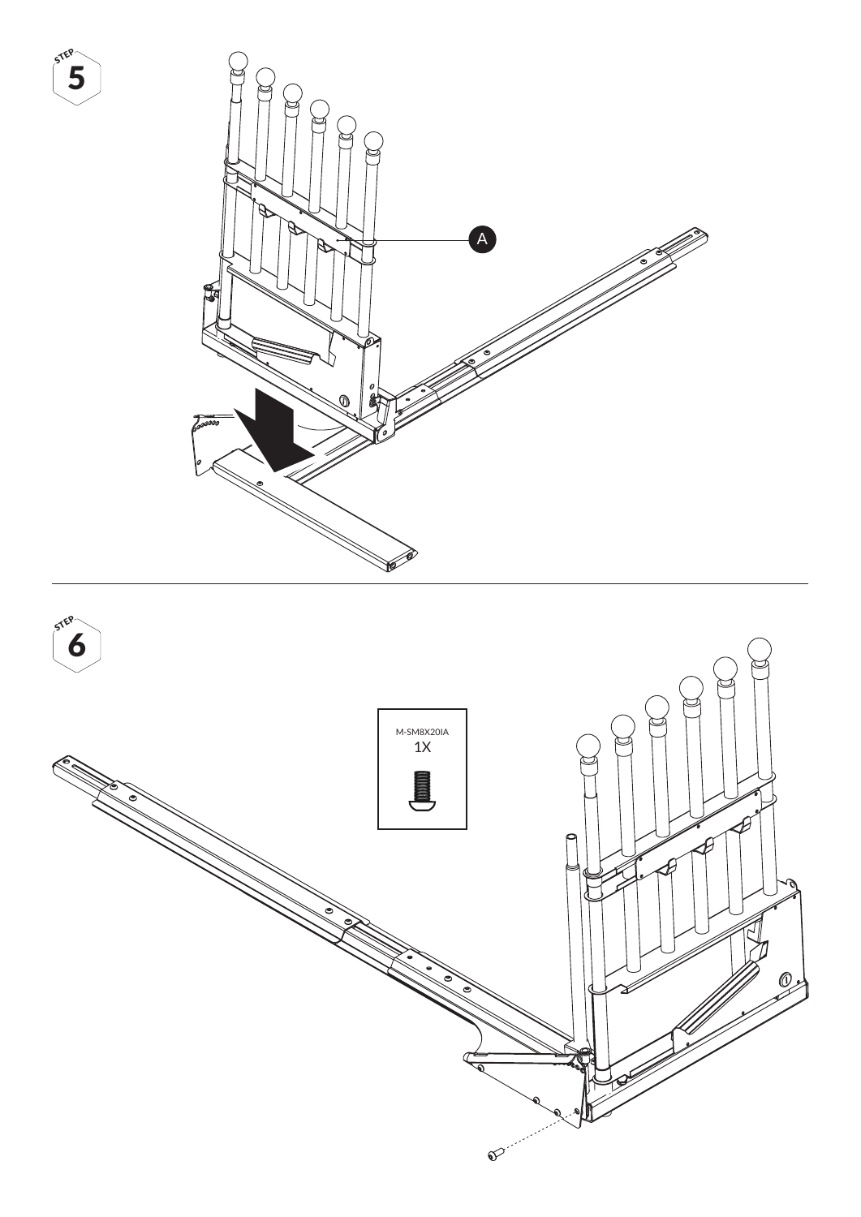STEP 5

A

STEP 6

M-SM8X20IA
1X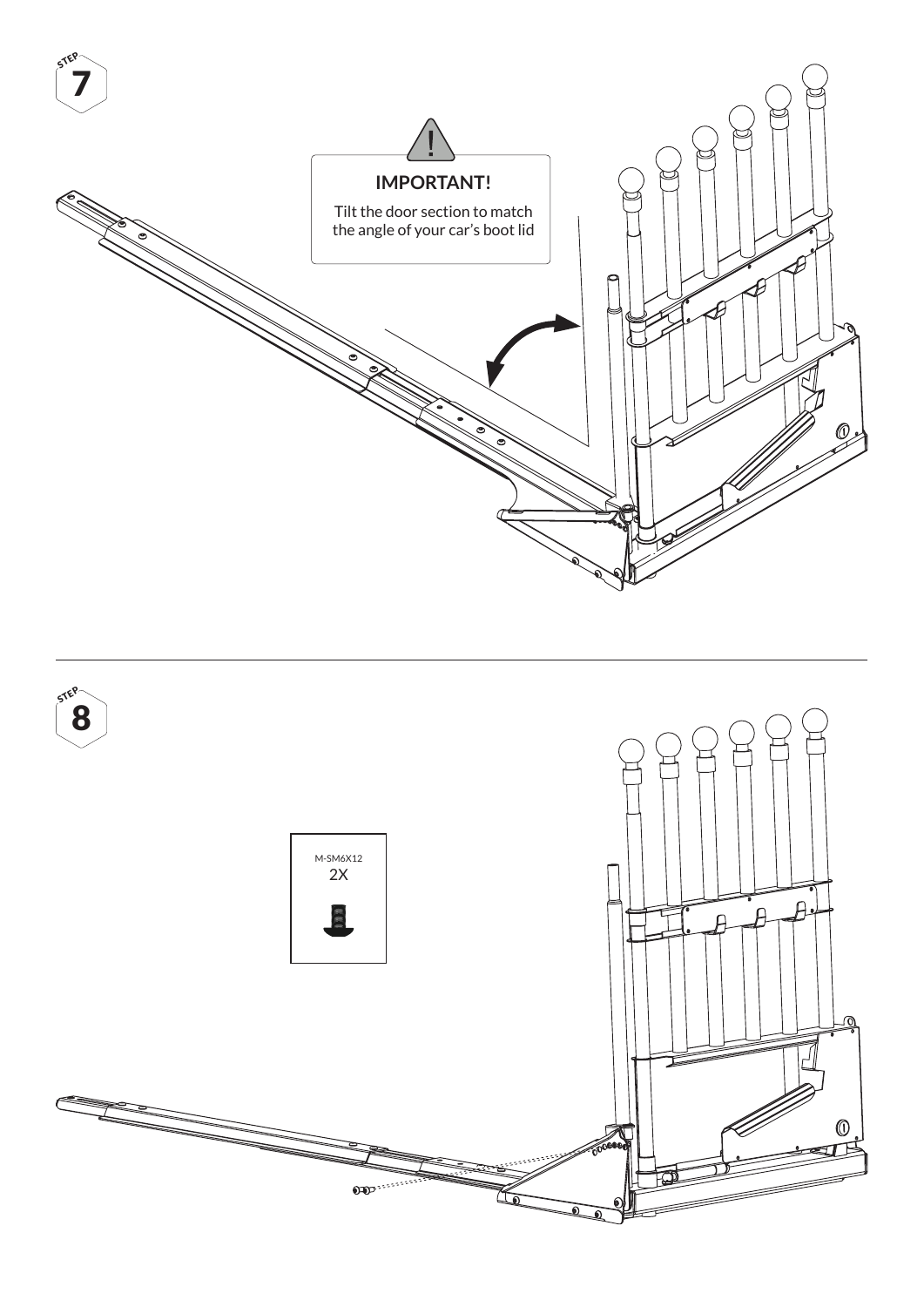STEP

# 7

**IMPORTANT!**

Tilt the door section to match the angle of your car's boot lid

STEP

# 8

M-SM6X12

2X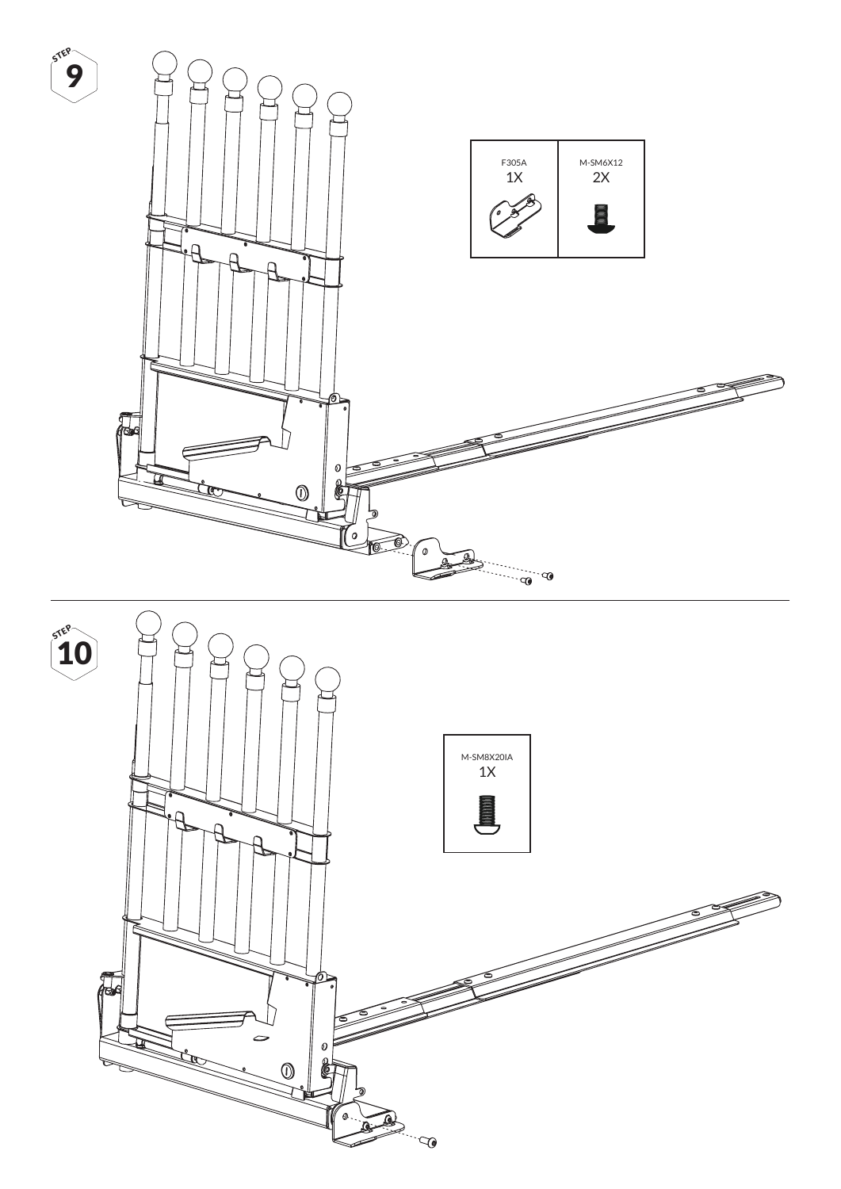## STEP 9

| F305A | M-SM6X12 |
| --- | --- |
| 1X | 2X |

## STEP 10

| M-SM8X20IA |
| --- |
| 1X |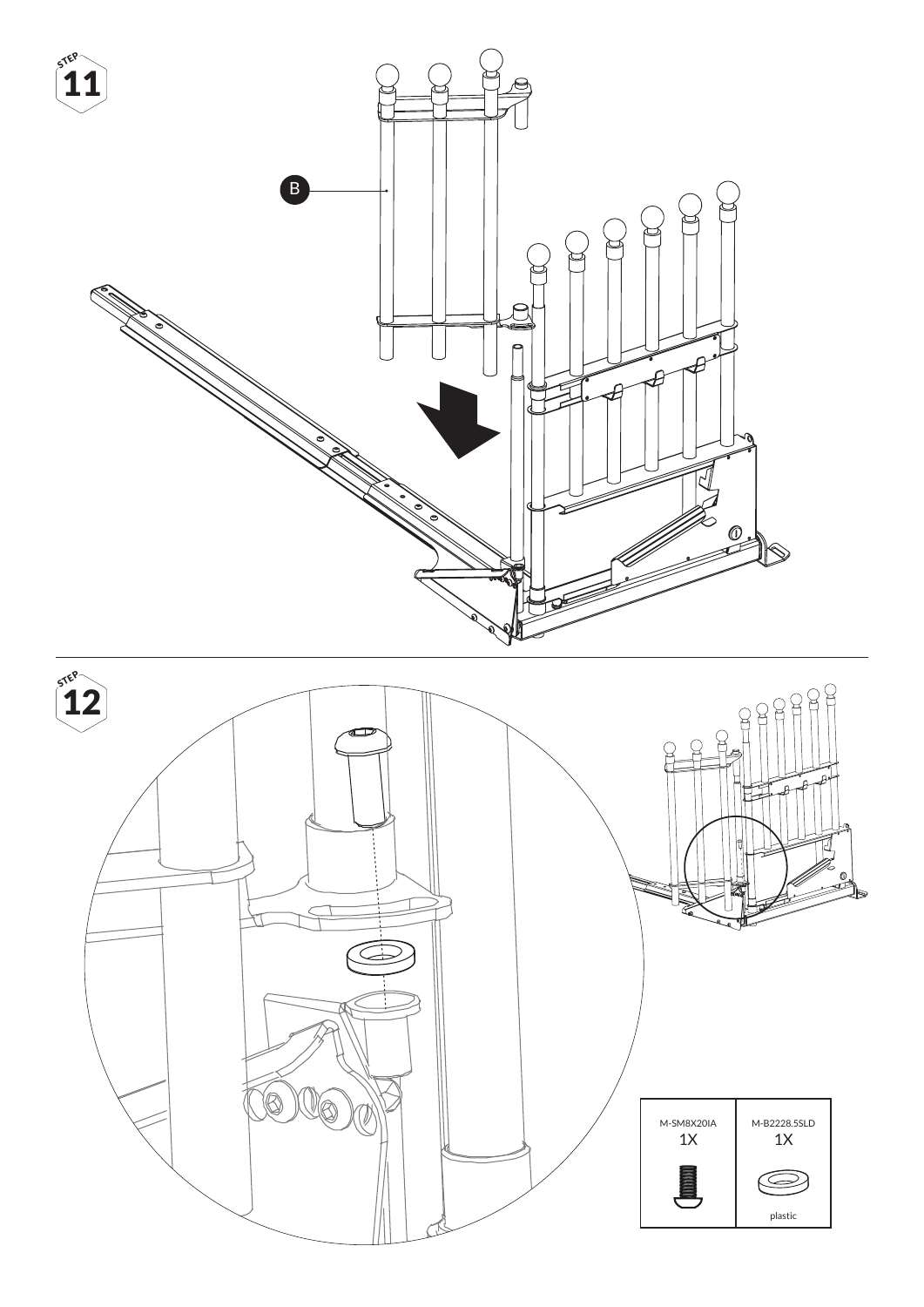STEP 11

B

STEP 12

| M-SM8X20IA | M-B2228.5SLD |
| --- | --- |
| 1X | 1X |
| | plastic |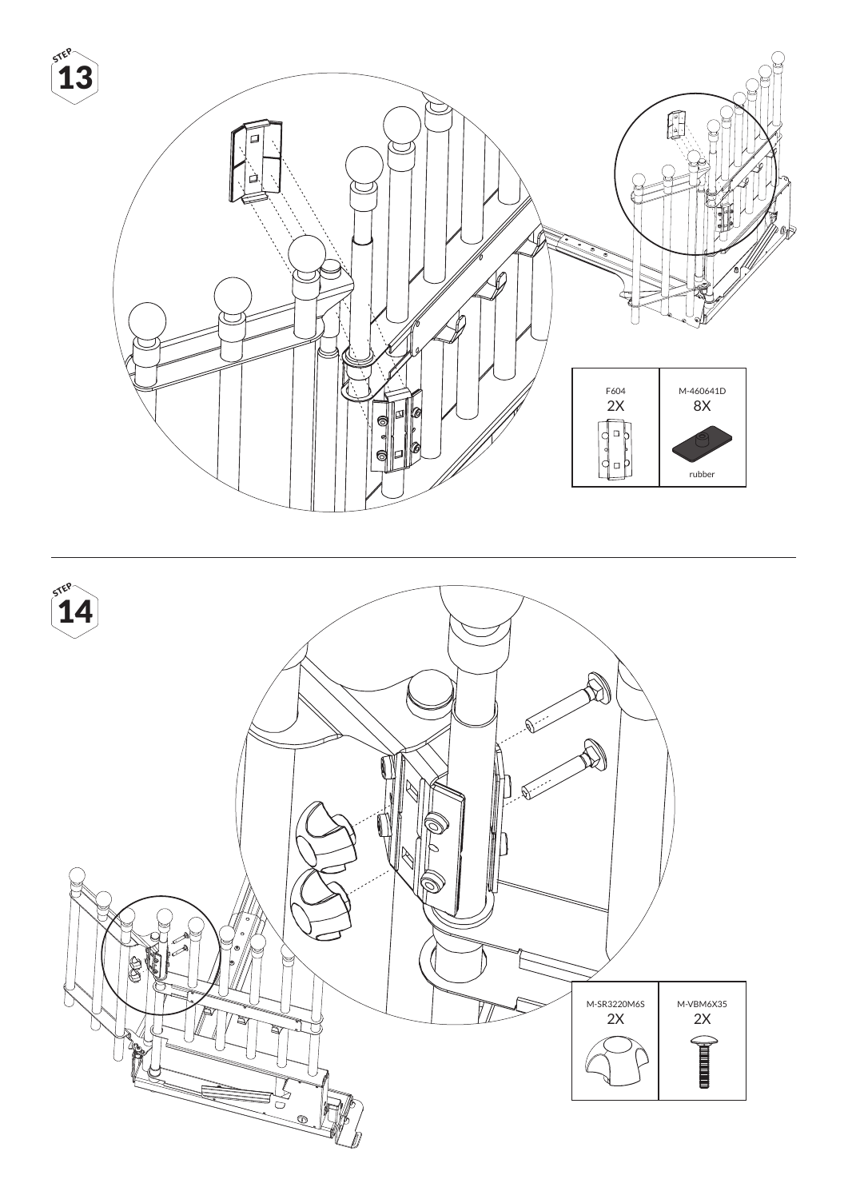## STEP 13

| F604 | M-460641D |
|---|---|
| 2X | 8X |
| | rubber |

## STEP 14

| M-SR3220M6S | M-VBM6X35 |
|---|---|
| 2X | 2X |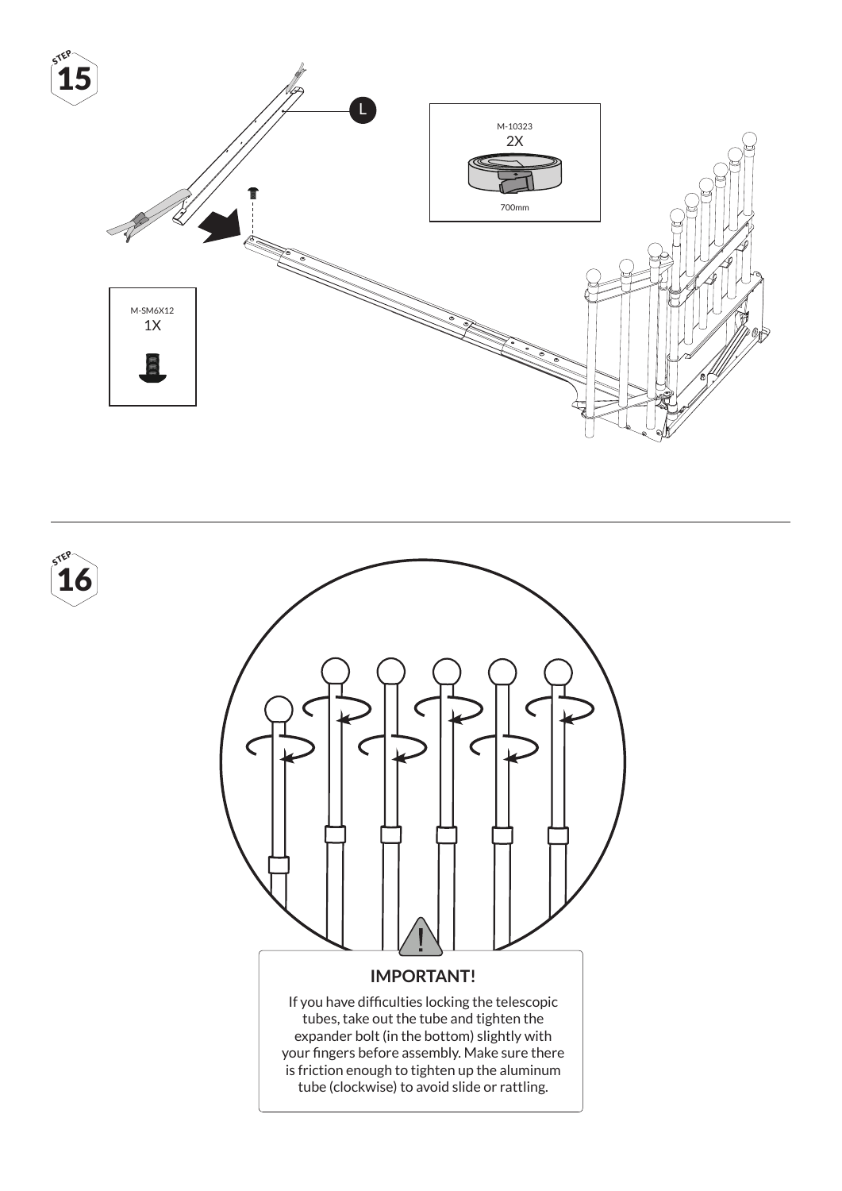STEP 15

L

M-10323
2X

700mm

M-SM6X12
1X

STEP 16

**IMPORTANT!**

If you have difficulties locking the telescopic tubes, take out the tube and tighten the expander bolt (in the bottom) slightly with your fingers before assembly. Make sure there is friction enough to tighten up the aluminum tube (clockwise) to avoid slide or rattling.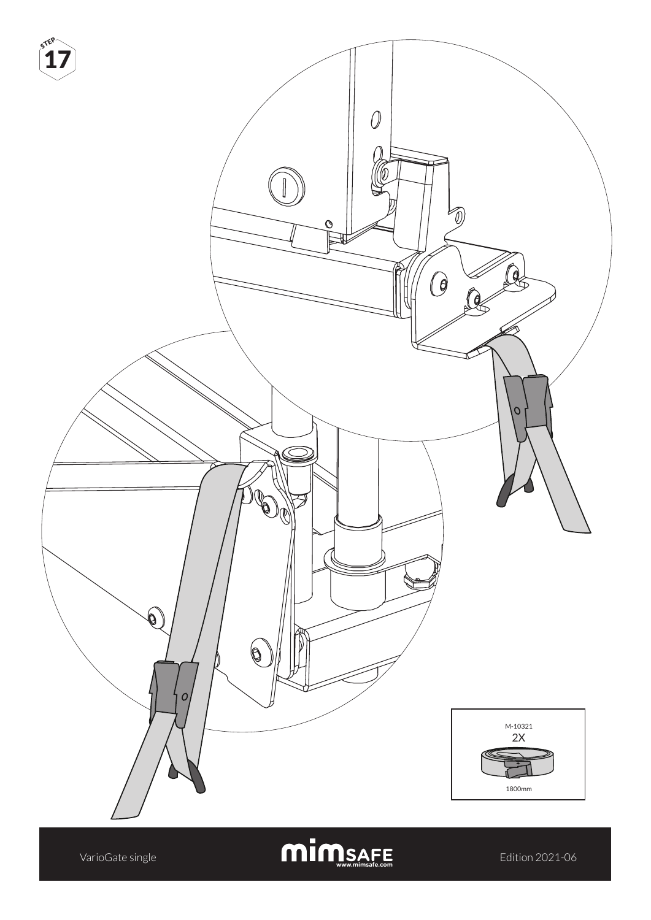STEP 17

M-10321

2X

1800mm